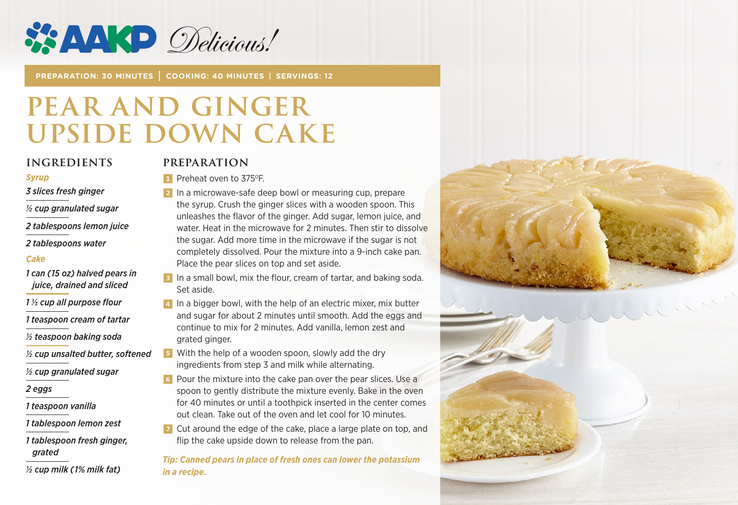AAKP *Delicious!*

**PREPARATION: 30 MINUTES | COOKING: 40 MINUTES | SERVINGS: 12**

# PEAR AND GINGER UPSIDE DOWN CAKE

## INGREDIENTS

***Syrup***

*3 slices fresh ginger*

*½ cup granulated sugar*

*2 tablespoons lemon juice*

*2 tablespoons water*

***Cake***

*1 can (15 oz) halved pears in juice, drained and sliced*

*1 ⅓ cup all purpose flour*

*1 teaspoon cream of tartar*

*½ teaspoon baking soda*

*½ cup unsalted butter, softened*

*½ cup granulated sugar*

*2 eggs*

*1 teaspoon vanilla*

*1 tablespoon lemon zest*

*1 tablespoon fresh ginger, grated*

*½ cup milk (1% milk fat)*

## PREPARATION

1. Preheat oven to 375ºF.
2. In a microwave-safe deep bowl or measuring cup, prepare the syrup. Crush the ginger slices with a wooden spoon. This unleashes the flavor of the ginger. Add sugar, lemon juice, and water. Heat in the microwave for 2 minutes. Then stir to dissolve the sugar. Add more time in the microwave if the sugar is not completely dissolved. Pour the mixture into a 9-inch cake pan. Place the pear slices on top and set aside.
3. In a small bowl, mix the flour, cream of tartar, and baking soda. Set aside.
4. In a bigger bowl, with the help of an electric mixer, mix butter and sugar for about 2 minutes until smooth. Add the eggs and continue to mix for 2 minutes. Add vanilla, lemon zest and grated ginger.
5. With the help of a wooden spoon, slowly add the dry ingredients from step 3 and milk while alternating.
6. Pour the mixture into the cake pan over the pear slices. Use a spoon to gently distribute the mixture evenly. Bake in the oven for 40 minutes or until a toothpick inserted in the center comes out clean. Take out of the oven and let cool for 10 minutes.
7. Cut around the edge of the cake, place a large plate on top, and flip the cake upside down to release from the pan.

***Tip: Canned pears in place of fresh ones can lower the potassium in a recipe.***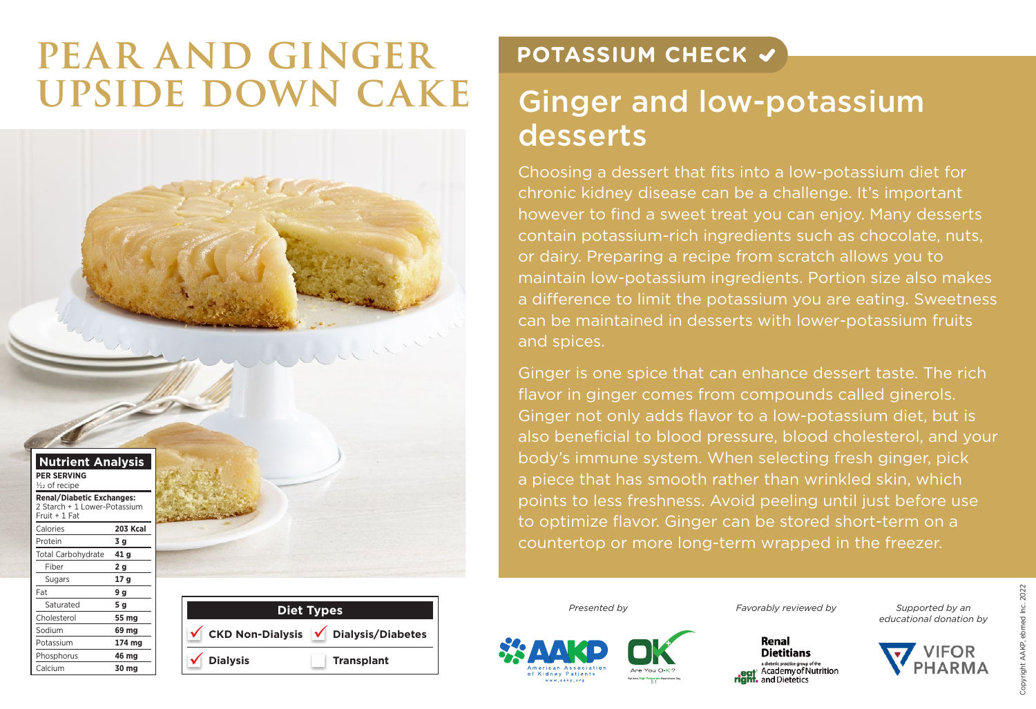# PEAR AND GINGER UPSIDE DOWN CAKE

## Nutrient Analysis

**PER SERVING**
1/12 of recipe

**Renal/Diabetic Exchanges:**
2 Starch + 1 Lower-Potassium Fruit + 1 Fat

| | |
|---|---|
| Calories | 203 Kcal |
| Protein | 3 g |
| Total Carbohydrate | 41 g |
| Fiber | 2 g |
| Sugars | 17 g |
| Fat | 9 g |
| Saturated | 5 g |
| Cholesterol | 55 mg |
| Sodium | 69 mg |
| Potassium | 174 mg |
| Phosphorus | 46 mg |
| Calcium | 30 mg |

## Diet Types

| | |
|---|---|
| ✓ CKD Non-Dialysis | ✓ Dialysis/Diabetes |
| ✓ Dialysis | ☐ Transplant |

## POTASSIUM CHECK ✔

### Ginger and low-potassium desserts

Choosing a dessert that fits into a low-potassium diet for chronic kidney disease can be a challenge. It's important however to find a sweet treat you can enjoy. Many desserts contain potassium-rich ingredients such as chocolate, nuts, or dairy. Preparing a recipe from scratch allows you to maintain low-potassium ingredients. Portion size also makes a difference to limit the potassium you are eating. Sweetness can be maintained in desserts with lower-potassium fruits and spices.

Ginger is one spice that can enhance dessert taste. The rich flavor in ginger comes from compounds called ginerols. Ginger not only adds flavor to a low-potassium diet, but is also beneficial to blood pressure, blood cholesterol, and your body's immune system. When selecting fresh ginger, pick a piece that has smooth rather than wrinkled skin, which points to less freshness. Avoid peeling until just before use to optimize flavor. Ginger can be stored short-term on a countertop or more long-term wrapped in the freezer.

*Presented by*

AAKP American Association of Kidney Patients www.aakp.org

OK Are You O-K?

*Favorably reviewed by*

Renal Dietitians a dietetic practice group of the eat right. Academy of Nutrition and Dietetics

*Supported by an educational donation by*

VIFOR PHARMA

Copyright AAKP, ebmed Inc. 2022